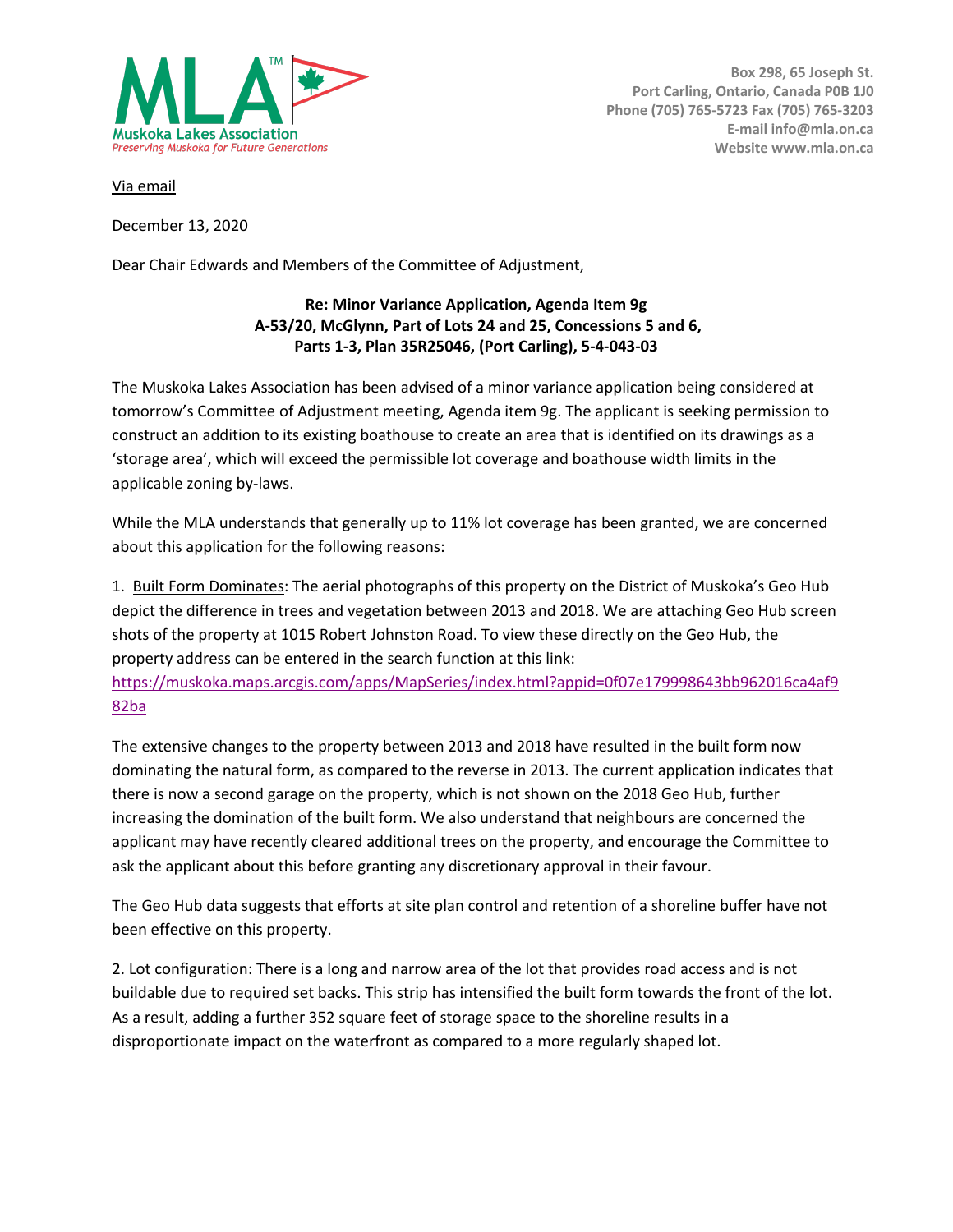**MLA**™
Muskoka Lakes Association
*Preserving Muskoka for Future Generations*

Box 298, 65 Joseph St.
Port Carling, Ontario, Canada P0B 1J0
Phone (705) 765-5723 Fax (705) 765-3203
E-mail info@mla.on.ca
Website www.mla.on.ca

Via email

December 13, 2020

Dear Chair Edwards and Members of the Committee of Adjustment,

**Re: Minor Variance Application, Agenda Item 9g**
**A-53/20, McGlynn, Part of Lots 24 and 25, Concessions 5 and 6,**
**Parts 1-3, Plan 35R25046, (Port Carling), 5-4-043-03**

The Muskoka Lakes Association has been advised of a minor variance application being considered at tomorrow's Committee of Adjustment meeting, Agenda item 9g. The applicant is seeking permission to construct an addition to its existing boathouse to create an area that is identified on its drawings as a 'storage area', which will exceed the permissible lot coverage and boathouse width limits in the applicable zoning by-laws.

While the MLA understands that generally up to 11% lot coverage has been granted, we are concerned about this application for the following reasons:

1. Built Form Dominates: The aerial photographs of this property on the District of Muskoka's Geo Hub depict the difference in trees and vegetation between 2013 and 2018. We are attaching Geo Hub screen shots of the property at 1015 Robert Johnston Road. To view these directly on the Geo Hub, the property address can be entered in the search function at this link: https://muskoka.maps.arcgis.com/apps/MapSeries/index.html?appid=0f07e179998643bb962016ca4af982ba

The extensive changes to the property between 2013 and 2018 have resulted in the built form now dominating the natural form, as compared to the reverse in 2013. The current application indicates that there is now a second garage on the property, which is not shown on the 2018 Geo Hub, further increasing the domination of the built form. We also understand that neighbours are concerned the applicant may have recently cleared additional trees on the property, and encourage the Committee to ask the applicant about this before granting any discretionary approval in their favour.

The Geo Hub data suggests that efforts at site plan control and retention of a shoreline buffer have not been effective on this property.

2. Lot configuration: There is a long and narrow area of the lot that provides road access and is not buildable due to required set backs. This strip has intensified the built form towards the front of the lot. As a result, adding a further 352 square feet of storage space to the shoreline results in a disproportionate impact on the waterfront as compared to a more regularly shaped lot.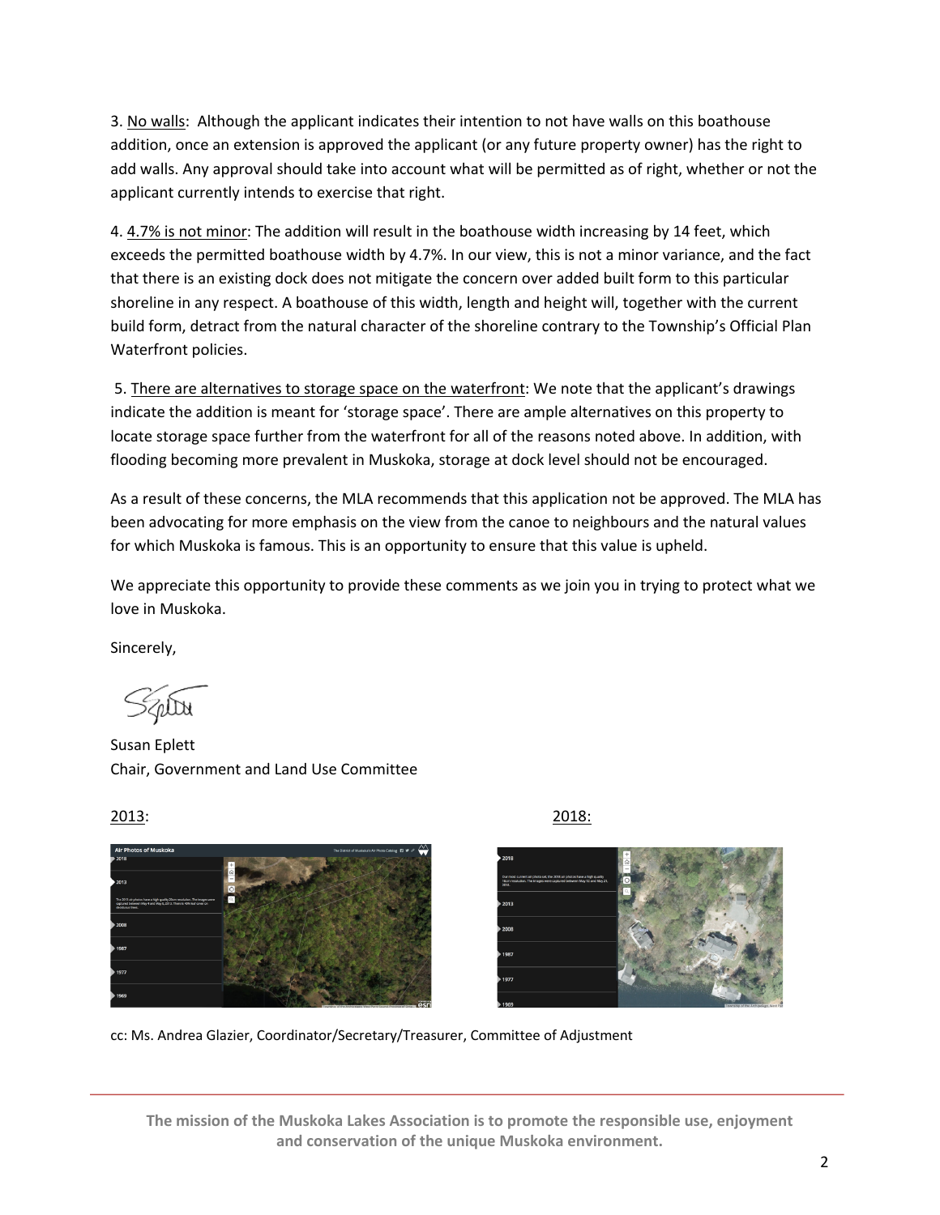3. <u>No walls</u>: Although the applicant indicates their intention to not have walls on this boathouse addition, once an extension is approved the applicant (or any future property owner) has the right to add walls. Any approval should take into account what will be permitted as of right, whether or not the applicant currently intends to exercise that right.

4. <u>4.7% is not minor</u>: The addition will result in the boathouse width increasing by 14 feet, which exceeds the permitted boathouse width by 4.7%. In our view, this is not a minor variance, and the fact that there is an existing dock does not mitigate the concern over added built form to this particular shoreline in any respect. A boathouse of this width, length and height will, together with the current build form, detract from the natural character of the shoreline contrary to the Township's Official Plan Waterfront policies.

5. <u>There are alternatives to storage space on the waterfront</u>: We note that the applicant's drawings indicate the addition is meant for 'storage space'. There are ample alternatives on this property to locate storage space further from the waterfront for all of the reasons noted above. In addition, with flooding becoming more prevalent in Muskoka, storage at dock level should not be encouraged.

As a result of these concerns, the MLA recommends that this application not be approved. The MLA has been advocating for more emphasis on the view from the canoe to neighbours and the natural values for which Muskoka is famous. This is an opportunity to ensure that this value is upheld.

We appreciate this opportunity to provide these comments as we join you in trying to protect what we love in Muskoka.

Sincerely,

Susan Eplett
Chair, Government and Land Use Committee

<u>2013</u>:

<u>2018</u>:

cc: Ms. Andrea Glazier, Coordinator/Secretary/Treasurer, Committee of Adjustment

**The mission of the Muskoka Lakes Association is to promote the responsible use, enjoyment and conservation of the unique Muskoka environment.**